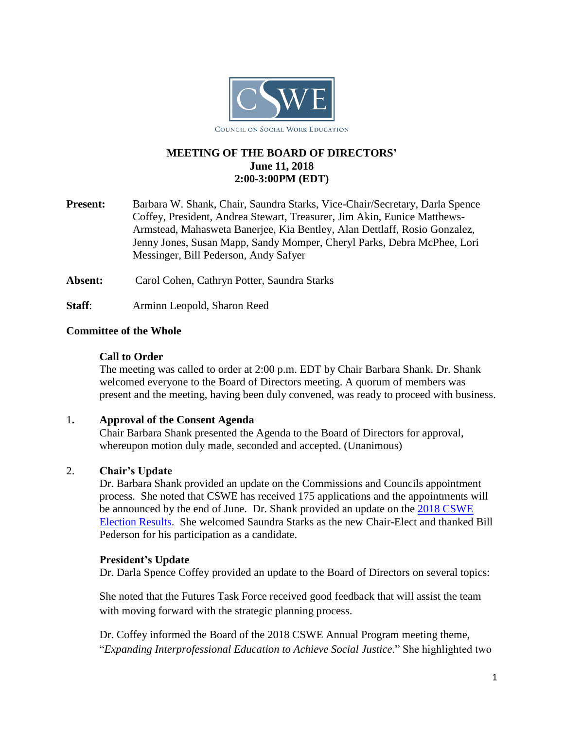COUNCIL ON SOCIAL WORK EDUCATION

# MEETING OF THE BOARD OF DIRECTORS'
## June 11, 2018
## 2:00-3:00PM (EDT)

**Present:** Barbara W. Shank, Chair, Saundra Starks, Vice-Chair/Secretary, Darla Spence Coffey, President, Andrea Stewart, Treasurer, Jim Akin, Eunice Matthews-Armstead, Mahasweta Banerjee, Kia Bentley, Alan Dettlaff, Rosio Gonzalez, Jenny Jones, Susan Mapp, Sandy Momper, Cheryl Parks, Debra McPhee, Lori Messinger, Bill Pederson, Andy Safyer

**Absent:** Carol Cohen, Cathryn Potter, Saundra Starks

**Staff**: Arminn Leopold, Sharon Reed

**Committee of the Whole**

**Call to Order**

The meeting was called to order at 2:00 p.m. EDT by Chair Barbara Shank. Dr. Shank welcomed everyone to the Board of Directors meeting. A quorum of members was present and the meeting, having been duly convened, was ready to proceed with business.

1. **Approval of the Consent Agenda**

Chair Barbara Shank presented the Agenda to the Board of Directors for approval, whereupon motion duly made, seconded and accepted. (Unanimous)

2. **Chair's Update**

Dr. Barbara Shank provided an update on the Commissions and Councils appointment process. She noted that CSWE has received 175 applications and the appointments will be announced by the end of June. Dr. Shank provided an update on the 2018 CSWE Election Results. She welcomed Saundra Starks as the new Chair-Elect and thanked Bill Pederson for his participation as a candidate.

**President's Update**

Dr. Darla Spence Coffey provided an update to the Board of Directors on several topics:

She noted that the Futures Task Force received good feedback that will assist the team with moving forward with the strategic planning process.

Dr. Coffey informed the Board of the 2018 CSWE Annual Program meeting theme, "*Expanding Interprofessional Education to Achieve Social Justice*." She highlighted two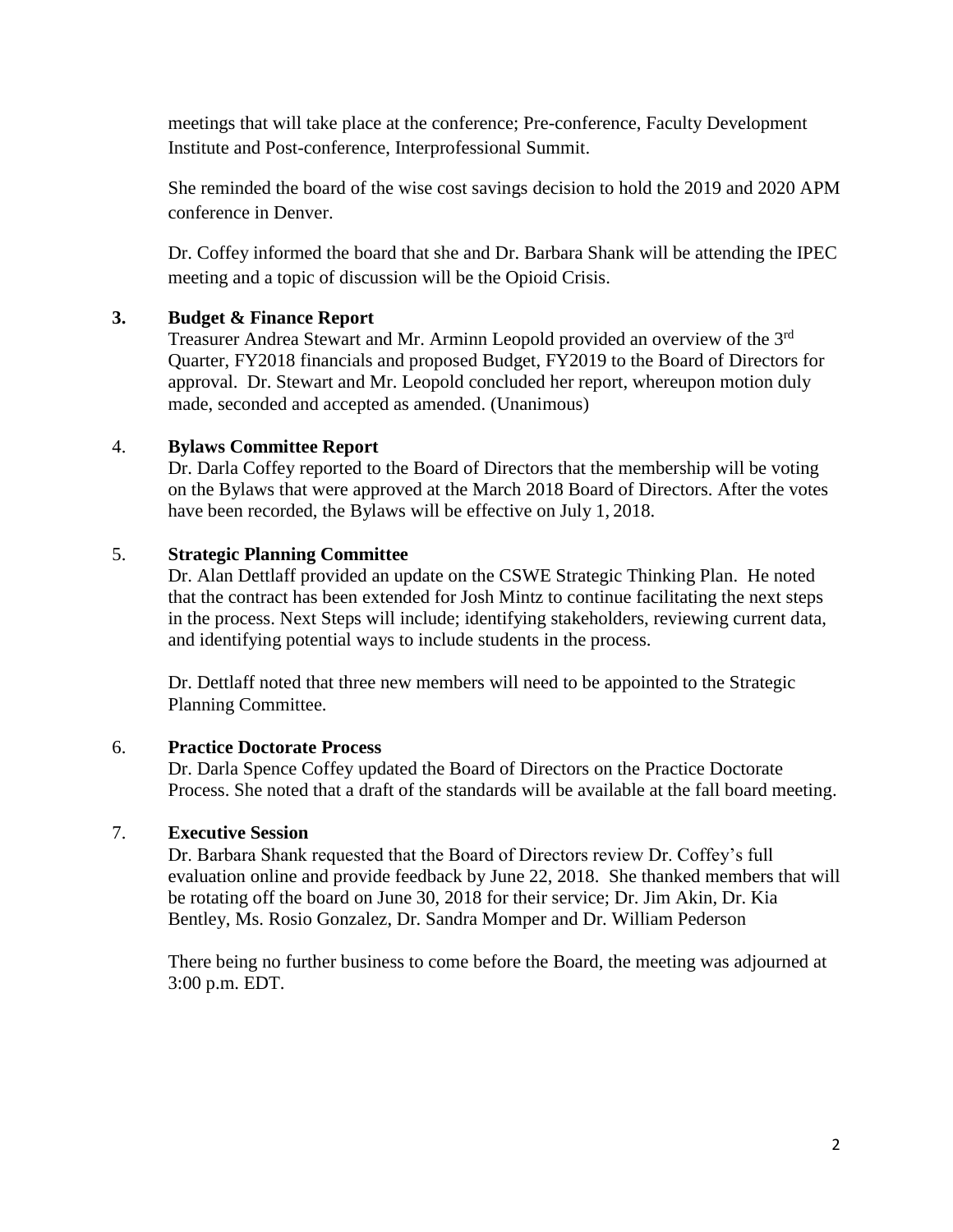meetings that will take place at the conference; Pre-conference, Faculty Development Institute and Post-conference, Interprofessional Summit.

She reminded the board of the wise cost savings decision to hold the 2019 and 2020 APM conference in Denver.

Dr. Coffey informed the board that she and Dr. Barbara Shank will be attending the IPEC meeting and a topic of discussion will be the Opioid Crisis.

**3. Budget & Finance Report**

Treasurer Andrea Stewart and Mr. Arminn Leopold provided an overview of the 3rd Quarter, FY2018 financials and proposed Budget, FY2019 to the Board of Directors for approval. Dr. Stewart and Mr. Leopold concluded her report, whereupon motion duly made, seconded and accepted as amended. (Unanimous)

4. **Bylaws Committee Report**

Dr. Darla Coffey reported to the Board of Directors that the membership will be voting on the Bylaws that were approved at the March 2018 Board of Directors. After the votes have been recorded, the Bylaws will be effective on July 1, 2018.

5. **Strategic Planning Committee**

Dr. Alan Dettlaff provided an update on the CSWE Strategic Thinking Plan. He noted that the contract has been extended for Josh Mintz to continue facilitating the next steps in the process. Next Steps will include; identifying stakeholders, reviewing current data, and identifying potential ways to include students in the process.

Dr. Dettlaff noted that three new members will need to be appointed to the Strategic Planning Committee.

6. **Practice Doctorate Process**

Dr. Darla Spence Coffey updated the Board of Directors on the Practice Doctorate Process. She noted that a draft of the standards will be available at the fall board meeting.

7. **Executive Session**

Dr. Barbara Shank requested that the Board of Directors review Dr. Coffey's full evaluation online and provide feedback by June 22, 2018. She thanked members that will be rotating off the board on June 30, 2018 for their service; Dr. Jim Akin, Dr. Kia Bentley, Ms. Rosio Gonzalez, Dr. Sandra Momper and Dr. William Pederson

There being no further business to come before the Board, the meeting was adjourned at 3:00 p.m. EDT.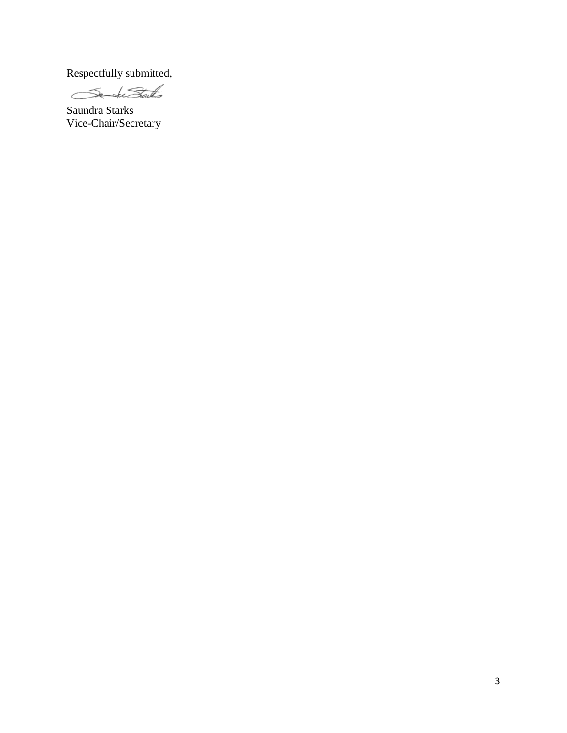Respectfully submitted,

Saundra Starks
Vice-Chair/Secretary